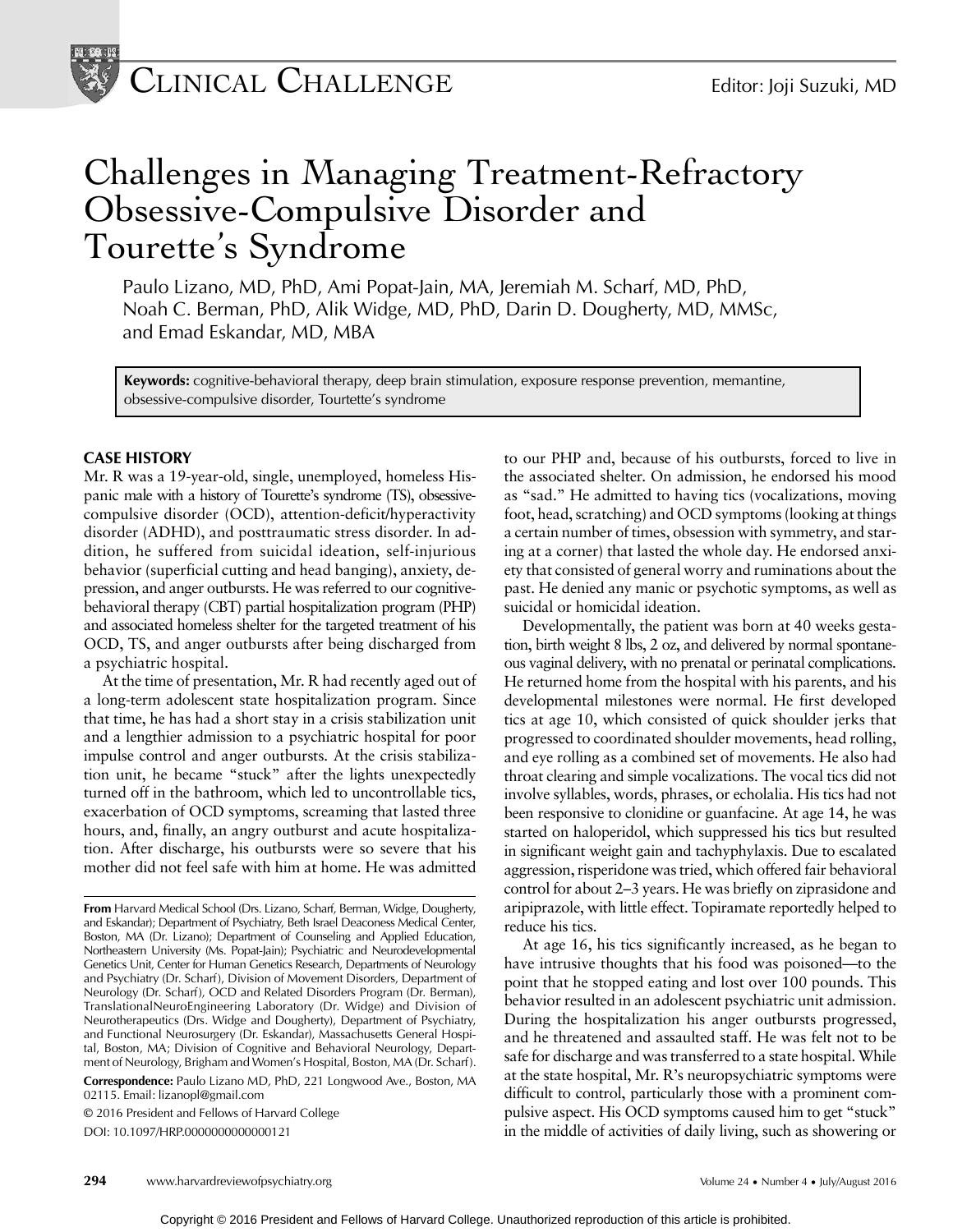# Challenges in Managing Treatment-Refractory Obsessive-Compulsive Disorder and Tourette's Syndrome

Paulo Lizano, MD, PhD, Ami Popat-Jain, MA, Jeremiah M. Scharf, MD, PhD, Noah C. Berman, PhD, Alik Widge, MD, PhD, Darin D. Dougherty, MD, MMSc, and Emad Eskandar, MD, MBA

**Keywords:** cognitive-behavioral therapy, deep brain stimulation, exposure response prevention, memantine, obsessive-compulsive disorder, Tourette's syndrome

## CASE HISTORY

Mr. R was a 19-year-old, single, unemployed, homeless Hispanic male with a history of Tourette's syndrome (TS), obsessive-compulsive disorder (OCD), attention-deficit/hyperactivity disorder (ADHD), and posttraumatic stress disorder. In addition, he suffered from suicidal ideation, self-injurious behavior (superficial cutting and head banging), anxiety, depression, and anger outbursts. He was referred to our cognitive-behavioral therapy (CBT) partial hospitalization program (PHP) and associated homeless shelter for the targeted treatment of his OCD, TS, and anger outbursts after being discharged from a psychiatric hospital.

At the time of presentation, Mr. R had recently aged out of a long-term adolescent state hospitalization program. Since that time, he has had a short stay in a crisis stabilization unit and a lengthier admission to a psychiatric hospital for poor impulse control and anger outbursts. At the crisis stabilization unit, he became "stuck" after the lights unexpectedly turned off in the bathroom, which led to uncontrollable tics, exacerbation of OCD symptoms, screaming that lasted three hours, and, finally, an angry outburst and acute hospitalization. After discharge, his outbursts were so severe that his mother did not feel safe with him at home. He was admitted to our PHP and, because of his outbursts, forced to live in the associated shelter. On admission, he endorsed his mood as "sad." He admitted to having tics (vocalizations, moving foot, head, scratching) and OCD symptoms (looking at things a certain number of times, obsession with symmetry, and staring at a corner) that lasted the whole day. He endorsed anxiety that consisted of general worry and ruminations about the past. He denied any manic or psychotic symptoms, as well as suicidal or homicidal ideation.

Developmentally, the patient was born at 40 weeks gestation, birth weight 8 lbs, 2 oz, and delivered by normal spontaneous vaginal delivery, with no prenatal or perinatal complications. He returned home from the hospital with his parents, and his developmental milestones were normal. He first developed tics at age 10, which consisted of quick shoulder jerks that progressed to coordinated shoulder movements, head rolling, and eye rolling as a combined set of movements. He also had throat clearing and simple vocalizations. The vocal tics did not involve syllables, words, phrases, or echolalia. His tics had not been responsive to clonidine or guanfacine. At age 14, he was started on haloperidol, which suppressed his tics but resulted in significant weight gain and tachyphylaxis. Due to escalated aggression, risperidone was tried, which offered fair behavioral control for about 2–3 years. He was briefly on ziprasidone and aripiprazole, with little effect. Topiramate reportedly helped to reduce his tics.

At age 16, his tics significantly increased, as he began to have intrusive thoughts that his food was poisoned—to the point that he stopped eating and lost over 100 pounds. This behavior resulted in an adolescent psychiatric unit admission. During the hospitalization his anger outbursts progressed, and he threatened and assaulted staff. He was felt not to be safe for discharge and was transferred to a state hospital. While at the state hospital, Mr. R's neuropsychiatric symptoms were difficult to control, particularly those with a prominent compulsive aspect. His OCD symptoms caused him to get "stuck" in the middle of activities of daily living, such as showering or

---

**From** Harvard Medical School (Drs. Lizano, Scharf, Berman, Widge, Dougherty, and Eskandar); Department of Psychiatry, Beth Israel Deaconess Medical Center, Boston, MA (Dr. Lizano); Department of Counseling and Applied Education, Northeastern University (Ms. Popat-Jain); Psychiatric and Neurodevelopmental Genetics Unit, Center for Human Genetics Research, Departments of Neurology and Psychiatry (Dr. Scharf), Division of Movement Disorders, Department of Neurology (Dr. Scharf), OCD and Related Disorders Program (Dr. Berman), TranslationalNeuroEngineering Laboratory (Dr. Widge) and Division of Neurotherapeutics (Drs. Widge and Dougherty), Department of Psychiatry, and Functional Neurosurgery (Dr. Eskandar), Massachusetts General Hospital, Boston, MA; Division of Cognitive and Behavioral Neurology, Department of Neurology, Brigham and Women's Hospital, Boston, MA (Dr. Scharf).

**Correspondence:** Paulo Lizano MD, PhD, 221 Longwood Ave., Boston, MA 02115. Email: lizanopl@gmail.com

© 2016 President and Fellows of Harvard College

DOI: 10.1097/HRP.0000000000000121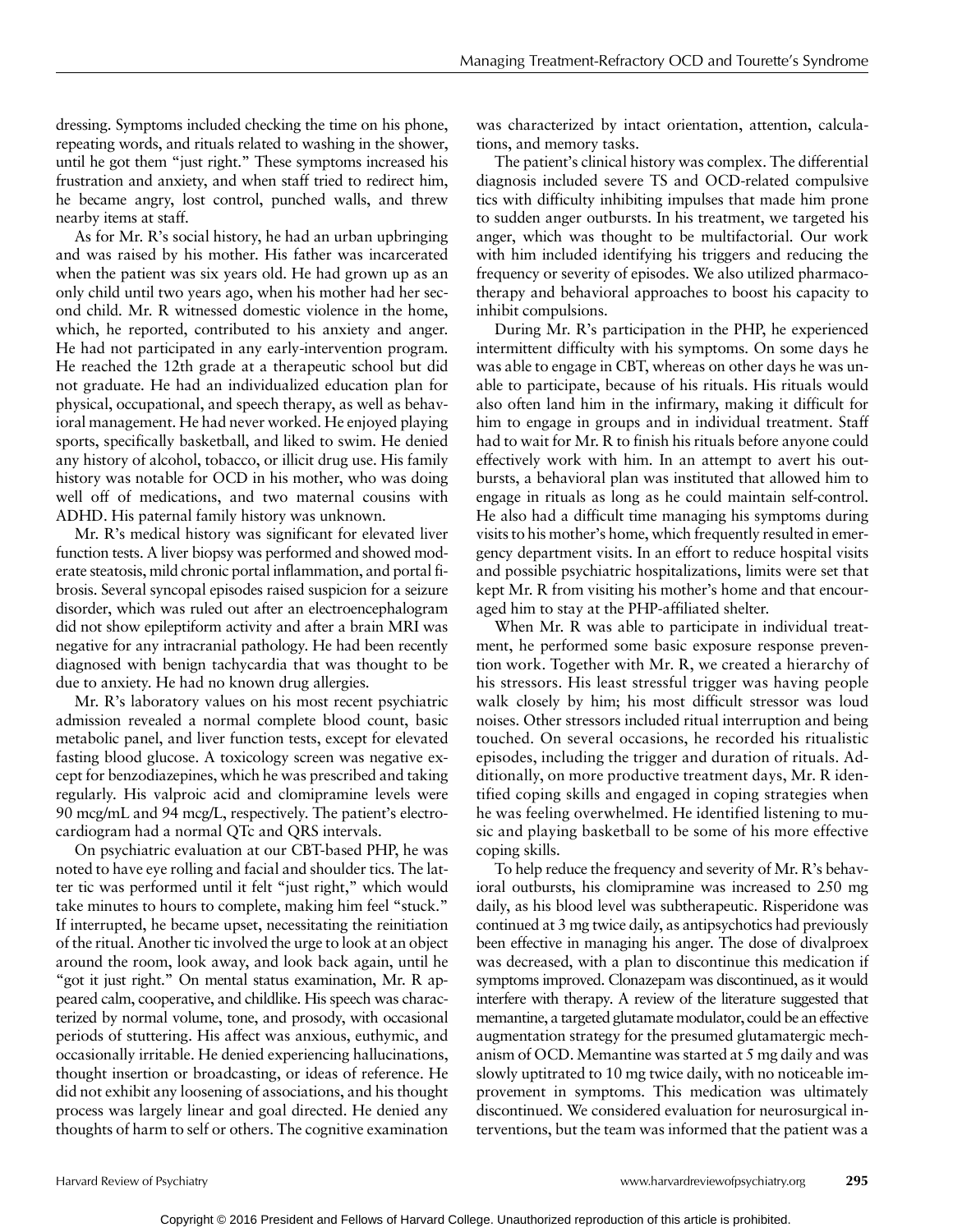dressing. Symptoms included checking the time on his phone, repeating words, and rituals related to washing in the shower, until he got them "just right." These symptoms increased his frustration and anxiety, and when staff tried to redirect him, he became angry, lost control, punched walls, and threw nearby items at staff.

As for Mr. R's social history, he had an urban upbringing and was raised by his mother. His father was incarcerated when the patient was six years old. He had grown up as an only child until two years ago, when his mother had her second child. Mr. R witnessed domestic violence in the home, which, he reported, contributed to his anxiety and anger. He had not participated in any early-intervention program. He reached the 12th grade at a therapeutic school but did not graduate. He had an individualized education plan for physical, occupational, and speech therapy, as well as behavioral management. He had never worked. He enjoyed playing sports, specifically basketball, and liked to swim. He denied any history of alcohol, tobacco, or illicit drug use. His family history was notable for OCD in his mother, who was doing well off of medications, and two maternal cousins with ADHD. His paternal family history was unknown.

Mr. R's medical history was significant for elevated liver function tests. A liver biopsy was performed and showed moderate steatosis, mild chronic portal inflammation, and portal fibrosis. Several syncopal episodes raised suspicion for a seizure disorder, which was ruled out after an electroencephalogram did not show epileptiform activity and after a brain MRI was negative for any intracranial pathology. He had been recently diagnosed with benign tachycardia that was thought to be due to anxiety. He had no known drug allergies.

Mr. R's laboratory values on his most recent psychiatric admission revealed a normal complete blood count, basic metabolic panel, and liver function tests, except for elevated fasting blood glucose. A toxicology screen was negative except for benzodiazepines, which he was prescribed and taking regularly. His valproic acid and clomipramine levels were 90 mcg/mL and 94 mcg/L, respectively. The patient's electrocardiogram had a normal QTc and QRS intervals.

On psychiatric evaluation at our CBT-based PHP, he was noted to have eye rolling and facial and shoulder tics. The latter tic was performed until it felt "just right," which would take minutes to hours to complete, making him feel "stuck." If interrupted, he became upset, necessitating the reinitiation of the ritual. Another tic involved the urge to look at an object around the room, look away, and look back again, until he "got it just right." On mental status examination, Mr. R appeared calm, cooperative, and childlike. His speech was characterized by normal volume, tone, and prosody, with occasional periods of stuttering. His affect was anxious, euthymic, and occasionally irritable. He denied experiencing hallucinations, thought insertion or broadcasting, or ideas of reference. He did not exhibit any loosening of associations, and his thought process was largely linear and goal directed. He denied any thoughts of harm to self or others. The cognitive examination was characterized by intact orientation, attention, calculations, and memory tasks.

The patient's clinical history was complex. The differential diagnosis included severe TS and OCD-related compulsive tics with difficulty inhibiting impulses that made him prone to sudden anger outbursts. In his treatment, we targeted his anger, which was thought to be multifactorial. Our work with him included identifying his triggers and reducing the frequency or severity of episodes. We also utilized pharmacotherapy and behavioral approaches to boost his capacity to inhibit compulsions.

During Mr. R's participation in the PHP, he experienced intermittent difficulty with his symptoms. On some days he was able to engage in CBT, whereas on other days he was unable to participate, because of his rituals. His rituals would also often land him in the infirmary, making it difficult for him to engage in groups and in individual treatment. Staff had to wait for Mr. R to finish his rituals before anyone could effectively work with him. In an attempt to avert his outbursts, a behavioral plan was instituted that allowed him to engage in rituals as long as he could maintain self-control. He also had a difficult time managing his symptoms during visits to his mother's home, which frequently resulted in emergency department visits. In an effort to reduce hospital visits and possible psychiatric hospitalizations, limits were set that kept Mr. R from visiting his mother's home and that encouraged him to stay at the PHP-affiliated shelter.

When Mr. R was able to participate in individual treatment, he performed some basic exposure response prevention work. Together with Mr. R, we created a hierarchy of his stressors. His least stressful trigger was having people walk closely by him; his most difficult stressor was loud noises. Other stressors included ritual interruption and being touched. On several occasions, he recorded his ritualistic episodes, including the trigger and duration of rituals. Additionally, on more productive treatment days, Mr. R identified coping skills and engaged in coping strategies when he was feeling overwhelmed. He identified listening to music and playing basketball to be some of his more effective coping skills.

To help reduce the frequency and severity of Mr. R's behavioral outbursts, his clomipramine was increased to 250 mg daily, as his blood level was subtherapeutic. Risperidone was continued at 3 mg twice daily, as antipsychotics had previously been effective in managing his anger. The dose of divalproex was decreased, with a plan to discontinue this medication if symptoms improved. Clonazepam was discontinued, as it would interfere with therapy. A review of the literature suggested that memantine, a targeted glutamate modulator, could be an effective augmentation strategy for the presumed glutamatergic mechanism of OCD. Memantine was started at 5 mg daily and was slowly uptitrated to 10 mg twice daily, with no noticeable improvement in symptoms. This medication was ultimately discontinued. We considered evaluation for neurosurgical interventions, but the team was informed that the patient was a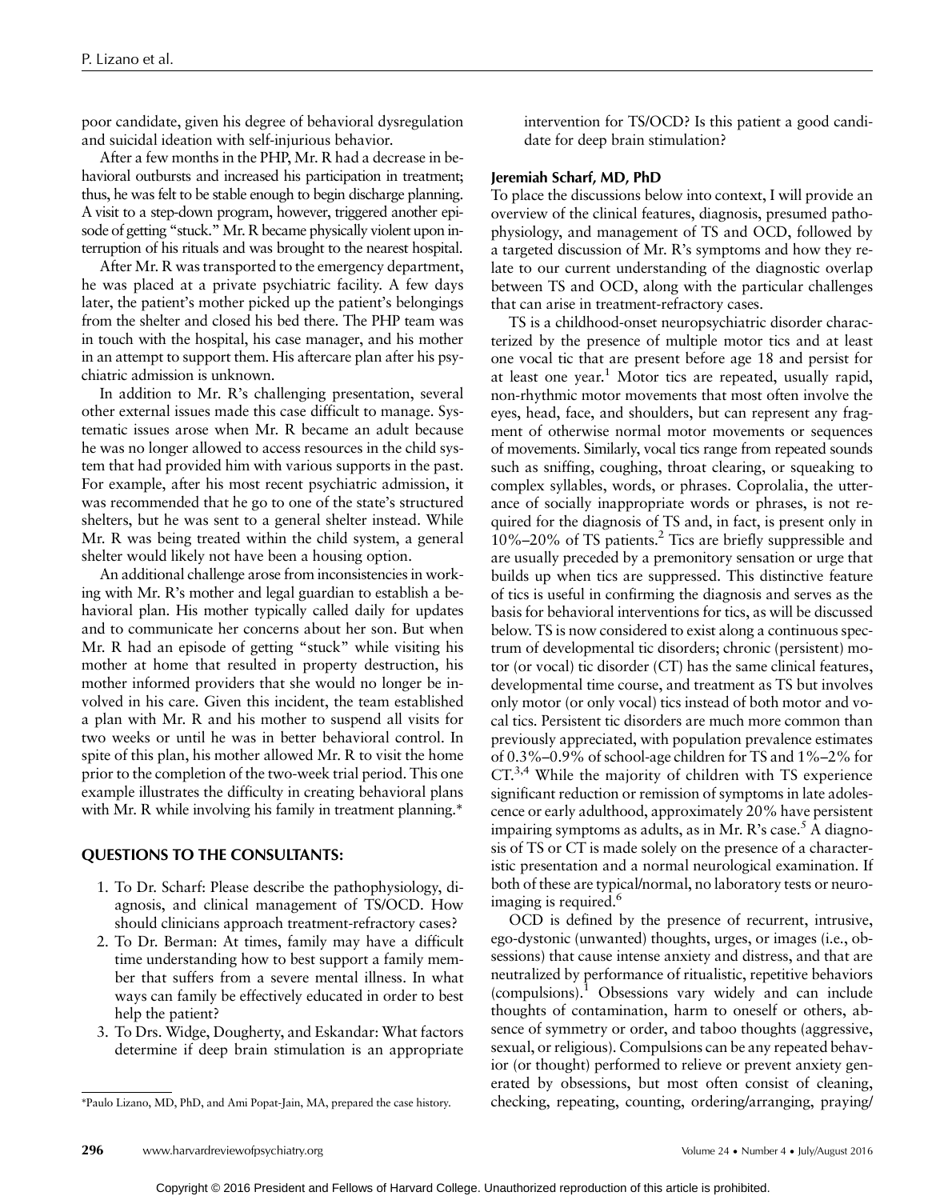poor candidate, given his degree of behavioral dysregulation and suicidal ideation with self-injurious behavior.

After a few months in the PHP, Mr. R had a decrease in behavioral outbursts and increased his participation in treatment; thus, he was felt to be stable enough to begin discharge planning. A visit to a step-down program, however, triggered another episode of getting "stuck." Mr. R became physically violent upon interruption of his rituals and was brought to the nearest hospital.

After Mr. R was transported to the emergency department, he was placed at a private psychiatric facility. A few days later, the patient's mother picked up the patient's belongings from the shelter and closed his bed there. The PHP team was in touch with the hospital, his case manager, and his mother in an attempt to support them. His aftercare plan after his psychiatric admission is unknown.

In addition to Mr. R's challenging presentation, several other external issues made this case difficult to manage. Systematic issues arose when Mr. R became an adult because he was no longer allowed to access resources in the child system that had provided him with various supports in the past. For example, after his most recent psychiatric admission, it was recommended that he go to one of the state's structured shelters, but he was sent to a general shelter instead. While Mr. R was being treated within the child system, a general shelter would likely not have been a housing option.

An additional challenge arose from inconsistencies in working with Mr. R's mother and legal guardian to establish a behavioral plan. His mother typically called daily for updates and to communicate her concerns about her son. But when Mr. R had an episode of getting "stuck" while visiting his mother at home that resulted in property destruction, his mother informed providers that she would no longer be involved in his care. Given this incident, the team established a plan with Mr. R and his mother to suspend all visits for two weeks or until he was in better behavioral control. In spite of this plan, his mother allowed Mr. R to visit the home prior to the completion of the two-week trial period. This one example illustrates the difficulty in creating behavioral plans with Mr. R while involving his family in treatment planning.*

## QUESTIONS TO THE CONSULTANTS:

1. To Dr. Scharf: Please describe the pathophysiology, diagnosis, and clinical management of TS/OCD. How should clinicians approach treatment-refractory cases?
2. To Dr. Berman: At times, family may have a difficult time understanding how to best support a family member that suffers from a severe mental illness. In what ways can family be effectively educated in order to best help the patient?
3. To Drs. Widge, Dougherty, and Eskandar: What factors determine if deep brain stimulation is an appropriate intervention for TS/OCD? Is this patient a good candidate for deep brain stimulation?

*Paulo Lizano, MD, PhD, and Ami Popat-Jain, MA, prepared the case history.

### Jeremiah Scharf, MD, PhD

To place the discussions below into context, I will provide an overview of the clinical features, diagnosis, presumed pathophysiology, and management of TS and OCD, followed by a targeted discussion of Mr. R's symptoms and how they relate to our current understanding of the diagnostic overlap between TS and OCD, along with the particular challenges that can arise in treatment-refractory cases.

TS is a childhood-onset neuropsychiatric disorder characterized by the presence of multiple motor tics and at least one vocal tic that are present before age 18 and persist for at least one year.[1] Motor tics are repeated, usually rapid, non-rhythmic motor movements that most often involve the eyes, head, face, and shoulders, but can represent any fragment of otherwise normal motor movements or sequences of movements. Similarly, vocal tics range from repeated sounds such as sniffing, coughing, throat clearing, or squeaking to complex syllables, words, or phrases. Coprolalia, the utterance of socially inappropriate words or phrases, is not required for the diagnosis of TS and, in fact, is present only in 10%–20% of TS patients.[2] Tics are briefly suppressible and are usually preceded by a premonitory sensation or urge that builds up when tics are suppressed. This distinctive feature of tics is useful in confirming the diagnosis and serves as the basis for behavioral interventions for tics, as will be discussed below. TS is now considered to exist along a continuous spectrum of developmental tic disorders; chronic (persistent) motor (or vocal) tic disorder (CT) has the same clinical features, developmental time course, and treatment as TS but involves only motor (or only vocal) tics instead of both motor and vocal tics. Persistent tic disorders are much more common than previously appreciated, with population prevalence estimates of 0.3%–0.9% of school-age children for TS and 1%–2% for CT.[3,4] While the majority of children with TS experience significant reduction or remission of symptoms in late adolescence or early adulthood, approximately 20% have persistent impairing symptoms as adults, as in Mr. R's case.[5] A diagnosis of TS or CT is made solely on the presence of a characteristic presentation and a normal neurological examination. If both of these are typical/normal, no laboratory tests or neuroimaging is required.[6]

OCD is defined by the presence of recurrent, intrusive, ego-dystonic (unwanted) thoughts, urges, or images (i.e., obsessions) that cause intense anxiety and distress, and that are neutralized by performance of ritualistic, repetitive behaviors (compulsions).[1] Obsessions vary widely and can include thoughts of contamination, harm to oneself or others, absence of symmetry or order, and taboo thoughts (aggressive, sexual, or religious). Compulsions can be any repeated behavior (or thought) performed to relieve or prevent anxiety generated by obsessions, but most often consist of cleaning, checking, repeating, counting, ordering/arranging, praying/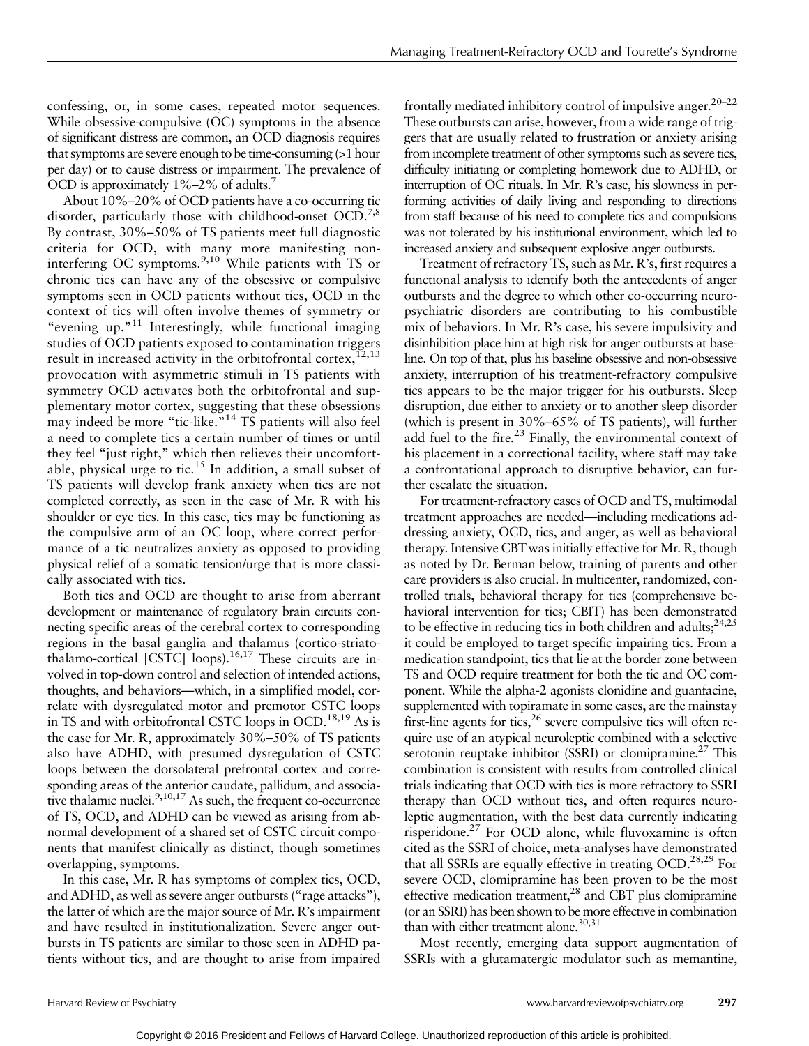confessing, or, in some cases, repeated motor sequences. While obsessive-compulsive (OC) symptoms in the absence of significant distress are common, an OCD diagnosis requires that symptoms are severe enough to be time-consuming (>1 hour per day) or to cause distress or impairment. The prevalence of OCD is approximately 1%–2% of adults.[7]

About 10%–20% of OCD patients have a co-occurring tic disorder, particularly those with childhood-onset OCD.[7,8] By contrast, 30%–50% of TS patients meet full diagnostic criteria for OCD, with many more manifesting non-interfering OC symptoms.[9,10] While patients with TS or chronic tics can have any of the obsessive or compulsive symptoms seen in OCD patients without tics, OCD in the context of tics will often involve themes of symmetry or "evening up."[11] Interestingly, while functional imaging studies of OCD patients exposed to contamination triggers result in increased activity in the orbitofrontal cortex,[12,13] provocation with asymmetric stimuli in TS patients with symmetry OCD activates both the orbitofrontal and supplementary motor cortex, suggesting that these obsessions may indeed be more "tic-like."[14] TS patients will also feel a need to complete tics a certain number of times or until they feel "just right," which then relieves their uncomfortable, physical urge to tic.[15] In addition, a small subset of TS patients will develop frank anxiety when tics are not completed correctly, as seen in the case of Mr. R with his shoulder or eye tics. In this case, tics may be functioning as the compulsive arm of an OC loop, where correct performance of a tic neutralizes anxiety as opposed to providing physical relief of a somatic tension/urge that is more classically associated with tics.

Both tics and OCD are thought to arise from aberrant development or maintenance of regulatory brain circuits connecting specific areas of the cerebral cortex to corresponding regions in the basal ganglia and thalamus (cortico-striato-thalamo-cortical [CSTC] loops).[16,17] These circuits are involved in top-down control and selection of intended actions, thoughts, and behaviors—which, in a simplified model, correlate with dysregulated motor and premotor CSTC loops in TS and with orbitofrontal CSTC loops in OCD.[18,19] As is the case for Mr. R, approximately 30%–50% of TS patients also have ADHD, with presumed dysregulation of CSTC loops between the dorsolateral prefrontal cortex and corresponding areas of the anterior caudate, pallidum, and associative thalamic nuclei.[9,10,17] As such, the frequent co-occurrence of TS, OCD, and ADHD can be viewed as arising from abnormal development of a shared set of CSTC circuit components that manifest clinically as distinct, though sometimes overlapping, symptoms.

In this case, Mr. R has symptoms of complex tics, OCD, and ADHD, as well as severe anger outbursts ("rage attacks"), the latter of which are the major source of Mr. R's impairment and have resulted in institutionalization. Severe anger outbursts in TS patients are similar to those seen in ADHD patients without tics, and are thought to arise from impaired frontally mediated inhibitory control of impulsive anger.[20–22] These outbursts can arise, however, from a wide range of triggers that are usually related to frustration or anxiety arising from incomplete treatment of other symptoms such as severe tics, difficulty initiating or completing homework due to ADHD, or interruption of OC rituals. In Mr. R's case, his slowness in performing activities of daily living and responding to directions from staff because of his need to complete tics and compulsions was not tolerated by his institutional environment, which led to increased anxiety and subsequent explosive anger outbursts.

Treatment of refractory TS, such as Mr. R's, first requires a functional analysis to identify both the antecedents of anger outbursts and the degree to which other co-occurring neuropsychiatric disorders are contributing to his combustible mix of behaviors. In Mr. R's case, his severe impulsivity and disinhibition place him at high risk for anger outbursts at baseline. On top of that, plus his baseline obsessive and non-obsessive anxiety, interruption of his treatment-refractory compulsive tics appears to be the major trigger for his outbursts. Sleep disruption, due either to anxiety or to another sleep disorder (which is present in 30%–65% of TS patients), will further add fuel to the fire.[23] Finally, the environmental context of his placement in a correctional facility, where staff may take a confrontational approach to disruptive behavior, can further escalate the situation.

For treatment-refractory cases of OCD and TS, multimodal treatment approaches are needed—including medications addressing anxiety, OCD, tics, and anger, as well as behavioral therapy. Intensive CBT was initially effective for Mr. R, though as noted by Dr. Berman below, training of parents and other care providers is also crucial. In multicenter, randomized, controlled trials, behavioral therapy for tics (comprehensive behavioral intervention for tics; CBIT) has been demonstrated to be effective in reducing tics in both children and adults;[24,25] it could be employed to target specific impairing tics. From a medication standpoint, tics that lie at the border zone between TS and OCD require treatment for both the tic and OC component. While the alpha-2 agonists clonidine and guanfacine, supplemented with topiramate in some cases, are the mainstay first-line agents for tics,[26] severe compulsive tics will often require use of an atypical neuroleptic combined with a selective serotonin reuptake inhibitor (SSRI) or clomipramine.[27] This combination is consistent with results from controlled clinical trials indicating that OCD with tics is more refractory to SSRI therapy than OCD without tics, and often requires neuroleptic augmentation, with the best data currently indicating risperidone.[27] For OCD alone, while fluvoxamine is often cited as the SSRI of choice, meta-analyses have demonstrated that all SSRIs are equally effective in treating OCD.[28,29] For severe OCD, clomipramine has been proven to be the most effective medication treatment,[28] and CBT plus clomipramine (or an SSRI) has been shown to be more effective in combination than with either treatment alone.[30,31]

Most recently, emerging data support augmentation of SSRIs with a glutamatergic modulator such as memantine,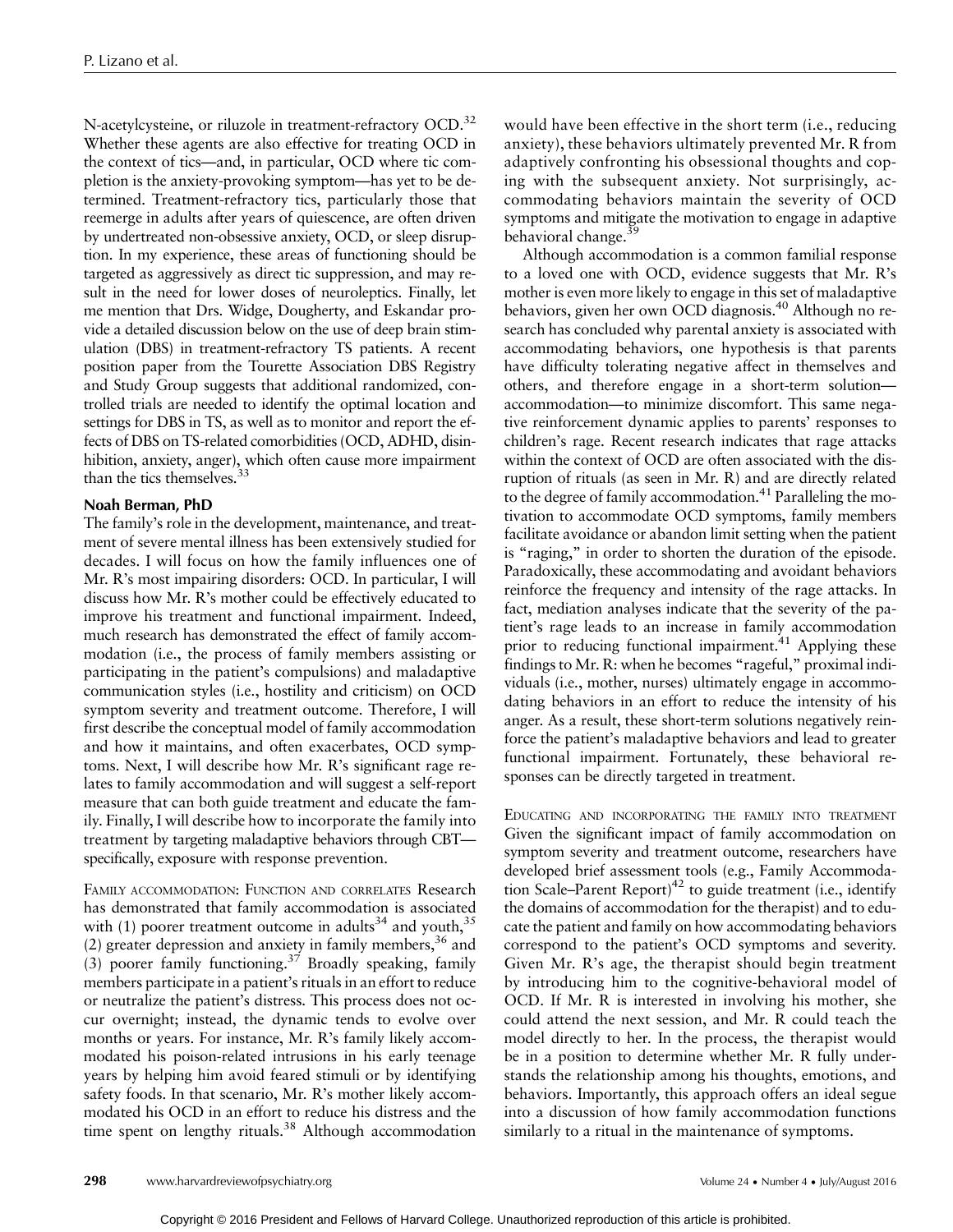N-acetylcysteine, or riluzole in treatment-refractory OCD.[32] Whether these agents are also effective for treating OCD in the context of tics—and, in particular, OCD where tic completion is the anxiety-provoking symptom—has yet to be determined. Treatment-refractory tics, particularly those that reemerge in adults after years of quiescence, are often driven by undertreated non-obsessive anxiety, OCD, or sleep disruption. In my experience, these areas of functioning should be targeted as aggressively as direct tic suppression, and may result in the need for lower doses of neuroleptics. Finally, let me mention that Drs. Widge, Dougherty, and Eskandar provide a detailed discussion below on the use of deep brain stimulation (DBS) in treatment-refractory TS patients. A recent position paper from the Tourette Association DBS Registry and Study Group suggests that additional randomized, controlled trials are needed to identify the optimal location and settings for DBS in TS, as well as to monitor and report the effects of DBS on TS-related comorbidities (OCD, ADHD, disinhibition, anxiety, anger), which often cause more impairment than the tics themselves.[33]

### Noah Berman, PhD

The family's role in the development, maintenance, and treatment of severe mental illness has been extensively studied for decades. I will focus on how the family influences one of Mr. R's most impairing disorders: OCD. In particular, I will discuss how Mr. R's mother could be effectively educated to improve his treatment and functional impairment. Indeed, much research has demonstrated the effect of family accommodation (i.e., the process of family members assisting or participating in the patient's compulsions) and maladaptive communication styles (i.e., hostility and criticism) on OCD symptom severity and treatment outcome. Therefore, I will first describe the conceptual model of family accommodation and how it maintains, and often exacerbates, OCD symptoms. Next, I will describe how Mr. R's significant rage relates to family accommodation and will suggest a self-report measure that can both guide treatment and educate the family. Finally, I will describe how to incorporate the family into treatment by targeting maladaptive behaviors through CBT—specifically, exposure with response prevention.

FAMILY ACCOMMODATION: FUNCTION AND CORRELATES Research has demonstrated that family accommodation is associated with (1) poorer treatment outcome in adults[34] and youth,[35] (2) greater depression and anxiety in family members,[36] and (3) poorer family functioning.[37] Broadly speaking, family members participate in a patient's rituals in an effort to reduce or neutralize the patient's distress. This process does not occur overnight; instead, the dynamic tends to evolve over months or years. For instance, Mr. R's family likely accommodated his poison-related intrusions in his early teenage years by helping him avoid feared stimuli or by identifying safety foods. In that scenario, Mr. R's mother likely accommodated his OCD in an effort to reduce his distress and the time spent on lengthy rituals.[38] Although accommodation would have been effective in the short term (i.e., reducing anxiety), these behaviors ultimately prevented Mr. R from adaptively confronting his obsessional thoughts and coping with the subsequent anxiety. Not surprisingly, accommodating behaviors maintain the severity of OCD symptoms and mitigate the motivation to engage in adaptive behavioral change.[39]

Although accommodation is a common familial response to a loved one with OCD, evidence suggests that Mr. R's mother is even more likely to engage in this set of maladaptive behaviors, given her own OCD diagnosis.[40] Although no research has concluded why parental anxiety is associated with accommodating behaviors, one hypothesis is that parents have difficulty tolerating negative affect in themselves and others, and therefore engage in a short-term solution—accommodation—to minimize discomfort. This same negative reinforcement dynamic applies to parents' responses to children's rage. Recent research indicates that rage attacks within the context of OCD are often associated with the disruption of rituals (as seen in Mr. R) and are directly related to the degree of family accommodation.[41] Paralleling the motivation to accommodate OCD symptoms, family members facilitate avoidance or abandon limit setting when the patient is "raging," in order to shorten the duration of the episode. Paradoxically, these accommodating and avoidant behaviors reinforce the frequency and intensity of the rage attacks. In fact, mediation analyses indicate that the severity of the patient's rage leads to an increase in family accommodation prior to reducing functional impairment.[41] Applying these findings to Mr. R: when he becomes "rageful," proximal individuals (i.e., mother, nurses) ultimately engage in accommodating behaviors in an effort to reduce the intensity of his anger. As a result, these short-term solutions negatively reinforce the patient's maladaptive behaviors and lead to greater functional impairment. Fortunately, these behavioral responses can be directly targeted in treatment.

EDUCATING AND INCORPORATING THE FAMILY INTO TREATMENT Given the significant impact of family accommodation on symptom severity and treatment outcome, researchers have developed brief assessment tools (e.g., Family Accommodation Scale–Parent Report)[42] to guide treatment (i.e., identify the domains of accommodation for the therapist) and to educate the patient and family on how accommodating behaviors correspond to the patient's OCD symptoms and severity. Given Mr. R's age, the therapist should begin treatment by introducing him to the cognitive-behavioral model of OCD. If Mr. R is interested in involving his mother, she could attend the next session, and Mr. R could teach the model directly to her. In the process, the therapist would be in a position to determine whether Mr. R fully understands the relationship among his thoughts, emotions, and behaviors. Importantly, this approach offers an ideal segue into a discussion of how family accommodation functions similarly to a ritual in the maintenance of symptoms.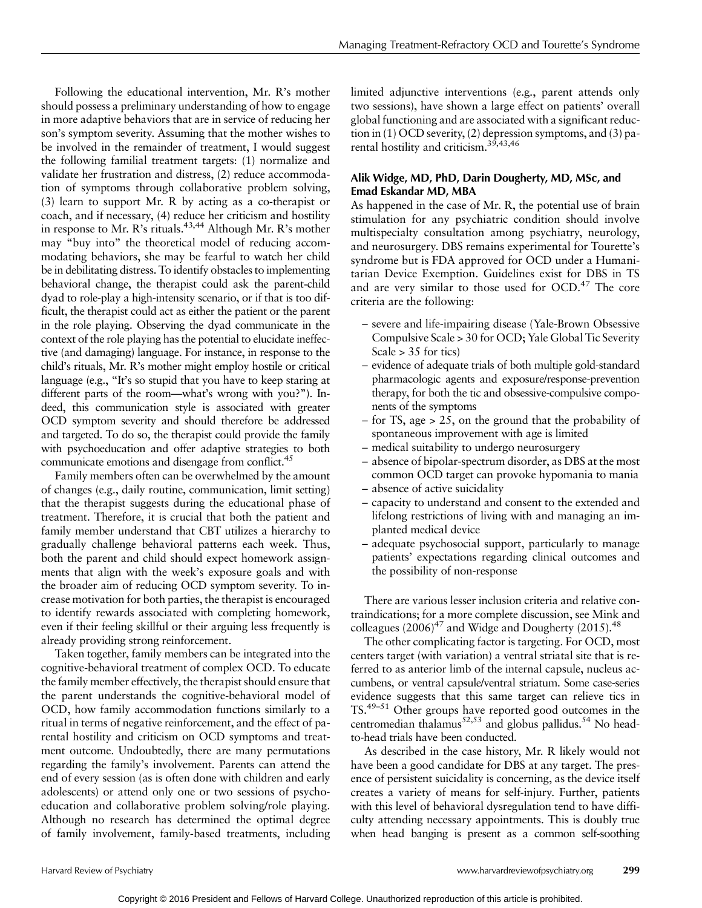Following the educational intervention, Mr. R's mother should possess a preliminary understanding of how to engage in more adaptive behaviors that are in service of reducing her son's symptom severity. Assuming that the mother wishes to be involved in the remainder of treatment, I would suggest the following familial treatment targets: (1) normalize and validate her frustration and distress, (2) reduce accommodation of symptoms through collaborative problem solving, (3) learn to support Mr. R by acting as a co-therapist or coach, and if necessary, (4) reduce her criticism and hostility in response to Mr. R's rituals.[43,44] Although Mr. R's mother may "buy into" the theoretical model of reducing accommodating behaviors, she may be fearful to watch her child be in debilitating distress. To identify obstacles to implementing behavioral change, the therapist could ask the parent-child dyad to role-play a high-intensity scenario, or if that is too difficult, the therapist could act as either the patient or the parent in the role playing. Observing the dyad communicate in the context of the role playing has the potential to elucidate ineffective (and damaging) language. For instance, in response to the child's rituals, Mr. R's mother might employ hostile or critical language (e.g., "It's so stupid that you have to keep staring at different parts of the room—what's wrong with you?"). Indeed, this communication style is associated with greater OCD symptom severity and should therefore be addressed and targeted. To do so, the therapist could provide the family with psychoeducation and offer adaptive strategies to both communicate emotions and disengage from conflict.[45]

Family members often can be overwhelmed by the amount of changes (e.g., daily routine, communication, limit setting) that the therapist suggests during the educational phase of treatment. Therefore, it is crucial that both the patient and family member understand that CBT utilizes a hierarchy to gradually challenge behavioral patterns each week. Thus, both the parent and child should expect homework assignments that align with the week's exposure goals and with the broader aim of reducing OCD symptom severity. To increase motivation for both parties, the therapist is encouraged to identify rewards associated with completing homework, even if their feeling skillful or their arguing less frequently is already providing strong reinforcement.

Taken together, family members can be integrated into the cognitive-behavioral treatment of complex OCD. To educate the family member effectively, the therapist should ensure that the parent understands the cognitive-behavioral model of OCD, how family accommodation functions similarly to a ritual in terms of negative reinforcement, and the effect of parental hostility and criticism on OCD symptoms and treatment outcome. Undoubtedly, there are many permutations regarding the family's involvement. Parents can attend the end of every session (as is often done with children and early adolescents) or attend only one or two sessions of psychoeducation and collaborative problem solving/role playing. Although no research has determined the optimal degree of family involvement, family-based treatments, including limited adjunctive interventions (e.g., parent attends only two sessions), have shown a large effect on patients' overall global functioning and are associated with a significant reduction in (1) OCD severity, (2) depression symptoms, and (3) parental hostility and criticism.[39,43,46]

### Alik Widge, MD, PhD, Darin Dougherty, MD, MSc, and Emad Eskandar MD, MBA

As happened in the case of Mr. R, the potential use of brain stimulation for any psychiatric condition should involve multispecialty consultation among psychiatry, neurology, and neurosurgery. DBS remains experimental for Tourette's syndrome but is FDA approved for OCD under a Humanitarian Device Exemption. Guidelines exist for DBS in TS and are very similar to those used for OCD.[47] The core criteria are the following:

- severe and life-impairing disease (Yale-Brown Obsessive Compulsive Scale > 30 for OCD; Yale Global Tic Severity Scale > 35 for tics)
- evidence of adequate trials of both multiple gold-standard pharmacologic agents and exposure/response-prevention therapy, for both the tic and obsessive-compulsive components of the symptoms
- for TS, age > 25, on the ground that the probability of spontaneous improvement with age is limited
- medical suitability to undergo neurosurgery
- absence of bipolar-spectrum disorder, as DBS at the most common OCD target can provoke hypomania to mania
- absence of active suicidality
- capacity to understand and consent to the extended and lifelong restrictions of living with and managing an implanted medical device
- adequate psychosocial support, particularly to manage patients' expectations regarding clinical outcomes and the possibility of non-response

There are various lesser inclusion criteria and relative contraindications; for a more complete discussion, see Mink and colleagues (2006)[47] and Widge and Dougherty (2015).[48]

The other complicating factor is targeting. For OCD, most centers target (with variation) a ventral striatal site that is referred to as anterior limb of the internal capsule, nucleus accumbens, or ventral capsule/ventral striatum. Some case-series evidence suggests that this same target can relieve tics in TS.[49–51] Other groups have reported good outcomes in the centromedian thalamus[52,53] and globus pallidus.[54] No head-to-head trials have been conducted.

As described in the case history, Mr. R likely would not have been a good candidate for DBS at any target. The presence of persistent suicidality is concerning, as the device itself creates a variety of means for self-injury. Further, patients with this level of behavioral dysregulation tend to have difficulty attending necessary appointments. This is doubly true when head banging is present as a common self-soothing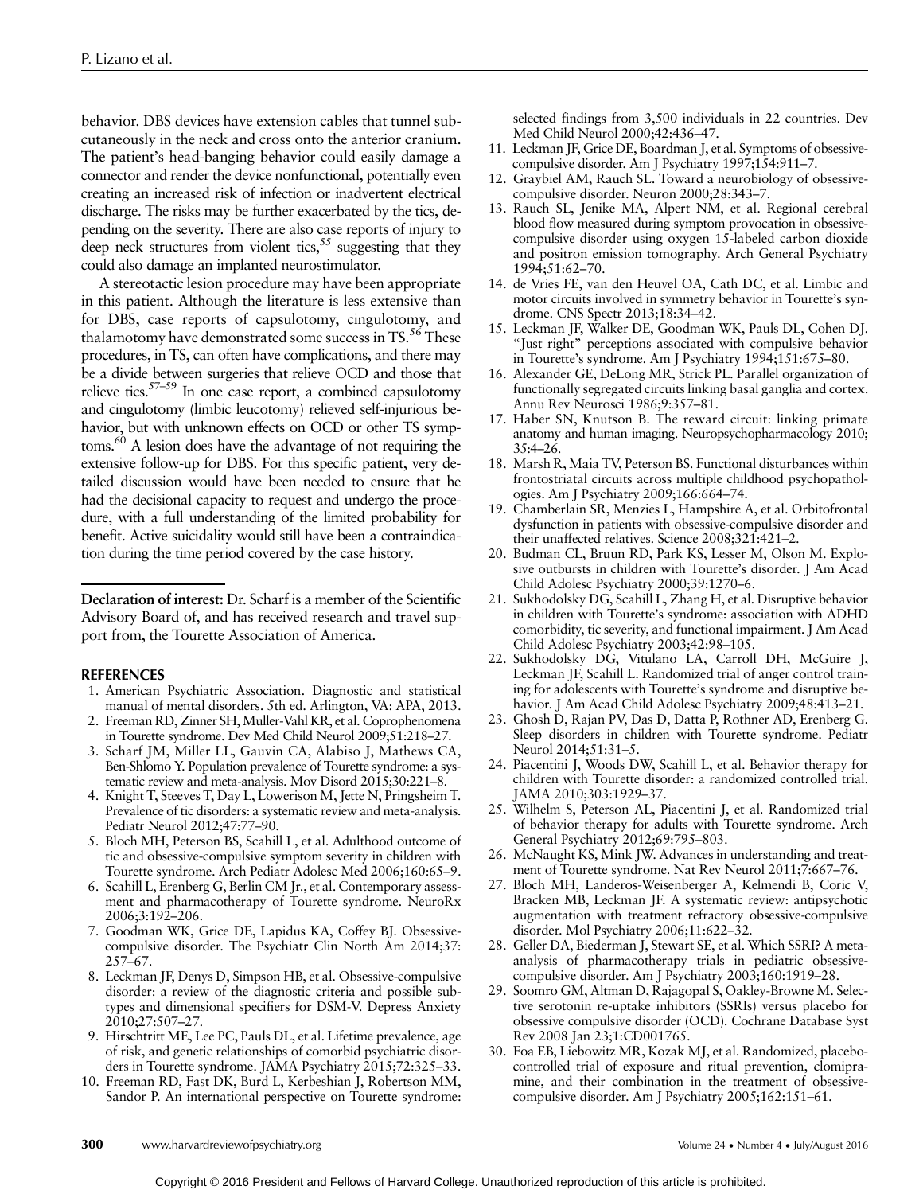behavior. DBS devices have extension cables that tunnel subcutaneously in the neck and cross onto the anterior cranium. The patient's head-banging behavior could easily damage a connector and render the device nonfunctional, potentially even creating an increased risk of infection or inadvertent electrical discharge. The risks may be further exacerbated by the tics, depending on the severity. There are also case reports of injury to deep neck structures from violent tics,[55] suggesting that they could also damage an implanted neurostimulator.

A stereotactic lesion procedure may have been appropriate in this patient. Although the literature is less extensive than for DBS, case reports of capsulotomy, cingulotomy, and thalamotomy have demonstrated some success in TS.[56] These procedures, in TS, can often have complications, and there may be a divide between surgeries that relieve OCD and those that relieve tics.[57–59] In one case report, a combined capsulotomy and cingulotomy (limbic leucotomy) relieved self-injurious behavior, but with unknown effects on OCD or other TS symptoms.[60] A lesion does have the advantage of not requiring the extensive follow-up for DBS. For this specific patient, very detailed discussion would have been needed to ensure that he had the decisional capacity to request and undergo the procedure, with a full understanding of the limited probability for benefit. Active suicidality would still have been a contraindication during the time period covered by the case history.

**Declaration of interest:** Dr. Scharf is a member of the Scientific Advisory Board of, and has received research and travel support from, the Tourette Association of America.

## REFERENCES

1. American Psychiatric Association. Diagnostic and statistical manual of mental disorders. 5th ed. Arlington, VA: APA, 2013.
2. Freeman RD, Zinner SH, Muller-Vahl KR, et al. Coprophenomena in Tourette syndrome. Dev Med Child Neurol 2009;51:218–27.
3. Scharf JM, Miller LL, Gauvin CA, Alabiso J, Mathews CA, Ben-Shlomo Y. Population prevalence of Tourette syndrome: a systematic review and meta-analysis. Mov Disord 2015;30:221–8.
4. Knight T, Steeves T, Day L, Lowerison M, Jette N, Pringsheim T. Prevalence of tic disorders: a systematic review and meta-analysis. Pediatr Neurol 2012;47:77–90.
5. Bloch MH, Peterson BS, Scahill L, et al. Adulthood outcome of tic and obsessive-compulsive symptom severity in children with Tourette syndrome. Arch Pediatr Adolesc Med 2006;160:65–9.
6. Scahill L, Erenberg G, Berlin CM Jr., et al. Contemporary assessment and pharmacotherapy of Tourette syndrome. NeuroRx 2006;3:192–206.
7. Goodman WK, Grice DE, Lapidus KA, Coffey BJ. Obsessive-compulsive disorder. The Psychiatr Clin North Am 2014;37: 257–67.
8. Leckman JF, Denys D, Simpson HB, et al. Obsessive-compulsive disorder: a review of the diagnostic criteria and possible subtypes and dimensional specifiers for DSM-V. Depress Anxiety 2010;27:507–27.
9. Hirschtritt ME, Lee PC, Pauls DL, et al. Lifetime prevalence, age of risk, and genetic relationships of comorbid psychiatric disorders in Tourette syndrome. JAMA Psychiatry 2015;72:325–33.
10. Freeman RD, Fast DK, Burd L, Kerbeshian J, Robertson MM, Sandor P. An international perspective on Tourette syndrome: selected findings from 3,500 individuals in 22 countries. Dev Med Child Neurol 2000;42:436–47.
11. Leckman JF, Grice DE, Boardman J, et al. Symptoms of obsessive-compulsive disorder. Am J Psychiatry 1997;154:911–7.
12. Graybiel AM, Rauch SL. Toward a neurobiology of obsessive-compulsive disorder. Neuron 2000;28:343–7.
13. Rauch SL, Jenike MA, Alpert NM, et al. Regional cerebral blood flow measured during symptom provocation in obsessive-compulsive disorder using oxygen 15-labeled carbon dioxide and positron emission tomography. Arch General Psychiatry 1994;51:62–70.
14. de Vries FE, van den Heuvel OA, Cath DC, et al. Limbic and motor circuits involved in symmetry behavior in Tourette's syndrome. CNS Spectr 2013;18:34–42.
15. Leckman JF, Walker DE, Goodman WK, Pauls DL, Cohen DJ. "Just right" perceptions associated with compulsive behavior in Tourette's syndrome. Am J Psychiatry 1994;151:675–80.
16. Alexander GE, DeLong MR, Strick PL. Parallel organization of functionally segregated circuits linking basal ganglia and cortex. Annu Rev Neurosci 1986;9:357–81.
17. Haber SN, Knutson B. The reward circuit: linking primate anatomy and human imaging. Neuropsychopharmacology 2010; 35:4–26.
18. Marsh R, Maia TV, Peterson BS. Functional disturbances within frontostriatal circuits across multiple childhood psychopathologies. Am J Psychiatry 2009;166:664–74.
19. Chamberlain SR, Menzies L, Hampshire A, et al. Orbitofrontal dysfunction in patients with obsessive-compulsive disorder and their unaffected relatives. Science 2008;321:421–2.
20. Budman CL, Bruun RD, Park KS, Lesser M, Olson M. Explosive outbursts in children with Tourette's disorder. J Am Acad Child Adolesc Psychiatry 2000;39:1270–6.
21. Sukhodolsky DG, Scahill L, Zhang H, et al. Disruptive behavior in children with Tourette's syndrome: association with ADHD comorbidity, tic severity, and functional impairment. J Am Acad Child Adolesc Psychiatry 2003;42:98–105.
22. Sukhodolsky DG, Vitulano LA, Carroll DH, McGuire J, Leckman JF, Scahill L. Randomized trial of anger control training for adolescents with Tourette's syndrome and disruptive behavior. J Am Acad Child Adolesc Psychiatry 2009;48:413–21.
23. Ghosh D, Rajan PV, Das D, Datta P, Rothner AD, Erenberg G. Sleep disorders in children with Tourette syndrome. Pediatr Neurol 2014;51:31–5.
24. Piacentini J, Woods DW, Scahill L, et al. Behavior therapy for children with Tourette disorder: a randomized controlled trial. JAMA 2010;303:1929–37.
25. Wilhelm S, Peterson AL, Piacentini J, et al. Randomized trial of behavior therapy for adults with Tourette syndrome. Arch General Psychiatry 2012;69:795–803.
26. McNaught KS, Mink JW. Advances in understanding and treatment of Tourette syndrome. Nat Rev Neurol 2011;7:667–76.
27. Bloch MH, Landeros-Weisenberger A, Kelmendi B, Coric V, Bracken MB, Leckman JF. A systematic review: antipsychotic augmentation with treatment refractory obsessive-compulsive disorder. Mol Psychiatry 2006;11:622–32.
28. Geller DA, Biederman J, Stewart SE, et al. Which SSRI? A meta-analysis of pharmacotherapy trials in pediatric obsessive-compulsive disorder. Am J Psychiatry 2003;160:1919–28.
29. Soomro GM, Altman D, Rajagopal S, Oakley-Browne M. Selective serotonin re-uptake inhibitors (SSRIs) versus placebo for obsessive compulsive disorder (OCD). Cochrane Database Syst Rev 2008 Jan 23;1:CD001765.
30. Foa EB, Liebowitz MR, Kozak MJ, et al. Randomized, placebo-controlled trial of exposure and ritual prevention, clomipramine, and their combination in the treatment of obsessive-compulsive disorder. Am J Psychiatry 2005;162:151–61.

Copyright © 2016 President and Fellows of Harvard College. Unauthorized reproduction of this article is prohibited.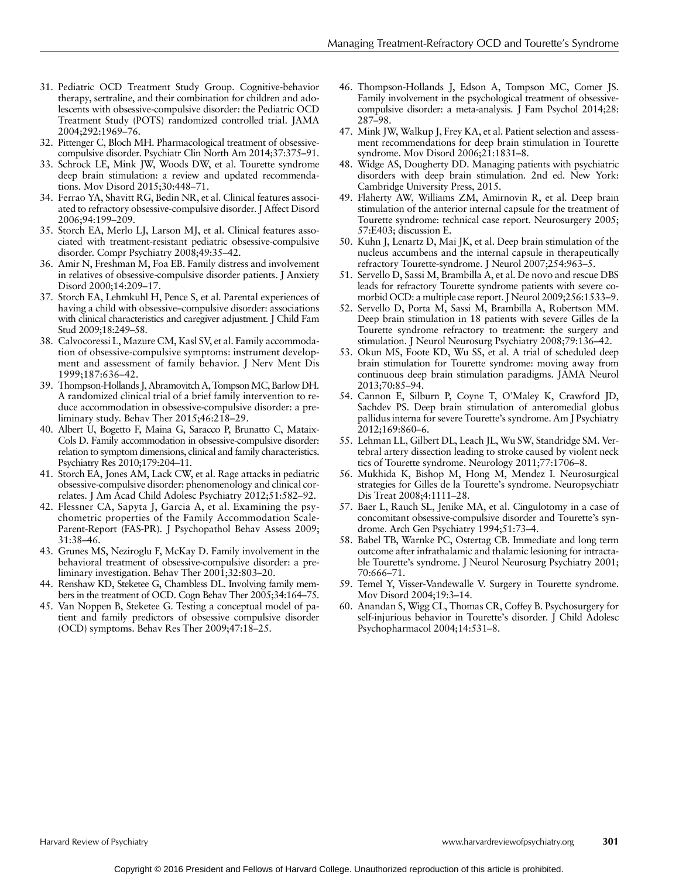31. Pediatric OCD Treatment Study Group. Cognitive-behavior therapy, sertraline, and their combination for children and adolescents with obsessive-compulsive disorder: the Pediatric OCD Treatment Study (POTS) randomized controlled trial. JAMA 2004;292:1969–76.
32. Pittenger C, Bloch MH. Pharmacological treatment of obsessive-compulsive disorder. Psychiatr Clin North Am 2014;37:375–91.
33. Schrock LE, Mink JW, Woods DW, et al. Tourette syndrome deep brain stimulation: a review and updated recommendations. Mov Disord 2015;30:448–71.
34. Ferrao YA, Shavitt RG, Bedin NR, et al. Clinical features associated to refractory obsessive-compulsive disorder. J Affect Disord 2006;94:199–209.
35. Storch EA, Merlo LJ, Larson MJ, et al. Clinical features associated with treatment-resistant pediatric obsessive-compulsive disorder. Compr Psychiatry 2008;49:35–42.
36. Amir N, Freshman M, Foa EB. Family distress and involvement in relatives of obsessive-compulsive disorder patients. J Anxiety Disord 2000;14:209–17.
37. Storch EA, Lehmkuhl H, Pence S, et al. Parental experiences of having a child with obsessive–compulsive disorder: associations with clinical characteristics and caregiver adjustment. J Child Fam Stud 2009;18:249–58.
38. Calvocoressi L, Mazure CM, Kasl SV, et al. Family accommodation of obsessive-compulsive symptoms: instrument development and assessment of family behavior. J Nerv Ment Dis 1999;187:636–42.
39. Thompson-Hollands J, Abramovitch A, Tompson MC, Barlow DH. A randomized clinical trial of a brief family intervention to reduce accommodation in obsessive-compulsive disorder: a preliminary study. Behav Ther 2015;46:218–29.
40. Albert U, Bogetto F, Maina G, Saracco P, Brunatto C, Mataix-Cols D. Family accommodation in obsessive-compulsive disorder: relation to symptom dimensions, clinical and family characteristics. Psychiatry Res 2010;179:204–11.
41. Storch EA, Jones AM, Lack CW, et al. Rage attacks in pediatric obsessive-compulsive disorder: phenomenology and clinical correlates. J Am Acad Child Adolesc Psychiatry 2012;51:582–92.
42. Flessner CA, Sapyta J, Garcia A, et al. Examining the psychometric properties of the Family Accommodation Scale-Parent-Report (FAS-PR). J Psychopathol Behav Assess 2009; 31:38–46.
43. Grunes MS, Neziroglu F, McKay D. Family involvement in the behavioral treatment of obsessive-compulsive disorder: a preliminary investigation. Behav Ther 2001;32:803–20.
44. Renshaw KD, Steketee G, Chambless DL. Involving family members in the treatment of OCD. Cogn Behav Ther 2005;34:164–75.
45. Van Noppen B, Steketee G. Testing a conceptual model of patient and family predictors of obsessive compulsive disorder (OCD) symptoms. Behav Res Ther 2009;47:18–25.
46. Thompson-Hollands J, Edson A, Tompson MC, Comer JS. Family involvement in the psychological treatment of obsessive-compulsive disorder: a meta-analysis. J Fam Psychol 2014;28: 287–98.
47. Mink JW, Walkup J, Frey KA, et al. Patient selection and assessment recommendations for deep brain stimulation in Tourette syndrome. Mov Disord 2006;21:1831–8.
48. Widge AS, Dougherty DD. Managing patients with psychiatric disorders with deep brain stimulation. 2nd ed. New York: Cambridge University Press, 2015.
49. Flaherty AW, Williams ZM, Amirnovin R, et al. Deep brain stimulation of the anterior internal capsule for the treatment of Tourette syndrome: technical case report. Neurosurgery 2005; 57:E403; discussion E.
50. Kuhn J, Lenartz D, Mai JK, et al. Deep brain stimulation of the nucleus accumbens and the internal capsule in therapeutically refractory Tourette-syndrome. J Neurol 2007;254:963–5.
51. Servello D, Sassi M, Brambilla A, et al. De novo and rescue DBS leads for refractory Tourette syndrome patients with severe comorbid OCD: a multiple case report. J Neurol 2009;256:1533–9.
52. Servello D, Porta M, Sassi M, Brambilla A, Robertson MM. Deep brain stimulation in 18 patients with severe Gilles de la Tourette syndrome refractory to treatment: the surgery and stimulation. J Neurol Neurosurg Psychiatry 2008;79:136–42.
53. Okun MS, Foote KD, Wu SS, et al. A trial of scheduled deep brain stimulation for Tourette syndrome: moving away from continuous deep brain stimulation paradigms. JAMA Neurol 2013;70:85–94.
54. Cannon E, Silburn P, Coyne T, O'Maley K, Crawford JD, Sachdev PS. Deep brain stimulation of anteromedial globus pallidus interna for severe Tourette's syndrome. Am J Psychiatry 2012;169:860–6.
55. Lehman LL, Gilbert DL, Leach JL, Wu SW, Standridge SM. Vertebral artery dissection leading to stroke caused by violent neck tics of Tourette syndrome. Neurology 2011;77:1706–8.
56. Mukhida K, Bishop M, Hong M, Mendez I. Neurosurgical strategies for Gilles de la Tourette's syndrome. Neuropsychiatr Dis Treat 2008;4:1111–28.
57. Baer L, Rauch SL, Jenike MA, et al. Cingulotomy in a case of concomitant obsessive-compulsive disorder and Tourette's syndrome. Arch Gen Psychiatry 1994;51:73–4.
58. Babel TB, Warnke PC, Ostertag CB. Immediate and long term outcome after infrathalamic and thalamic lesioning for intractable Tourette's syndrome. J Neurol Neurosurg Psychiatry 2001; 70:666–71.
59. Temel Y, Visser-Vandewalle V. Surgery in Tourette syndrome. Mov Disord 2004;19:3–14.
60. Anandan S, Wigg CL, Thomas CR, Coffey B. Psychosurgery for self-injurious behavior in Tourette's disorder. J Child Adolesc Psychopharmacol 2004;14:531–8.